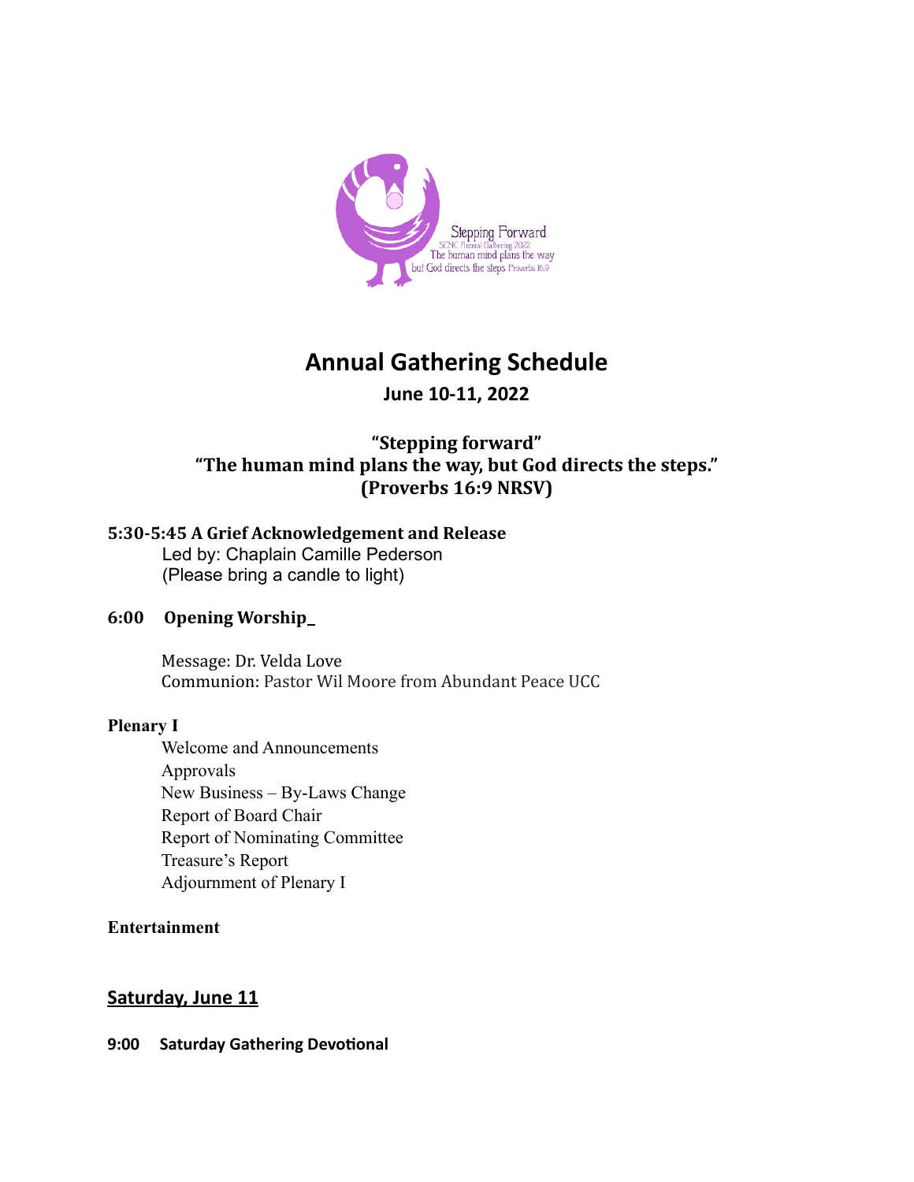Stepping Forward
SCNC Annual Gathering 2022
The human mind plans the way
but God directs the steps Proverbs 16:9

# Annual Gathering Schedule

## June 10-11, 2022

### "Stepping forward"
### "The human mind plans the way, but God directs the steps."
### (Proverbs 16:9 NRSV)

**5:30-5:45 A Grief Acknowledgement and Release**

Led by: Chaplain Camille Pederson
(Please bring a candle to light)

**6:00 Opening Worship**

Message: Dr. Velda Love
Communion: Pastor Wil Moore from Abundant Peace UCC

**Plenary I**

Welcome and Announcements
Approvals
New Business – By-Laws Change
Report of Board Chair
Report of Nominating Committee
Treasure's Report
Adjournment of Plenary I

**Entertainment**

## Saturday, June 11

**9:00 Saturday Gathering Devotional**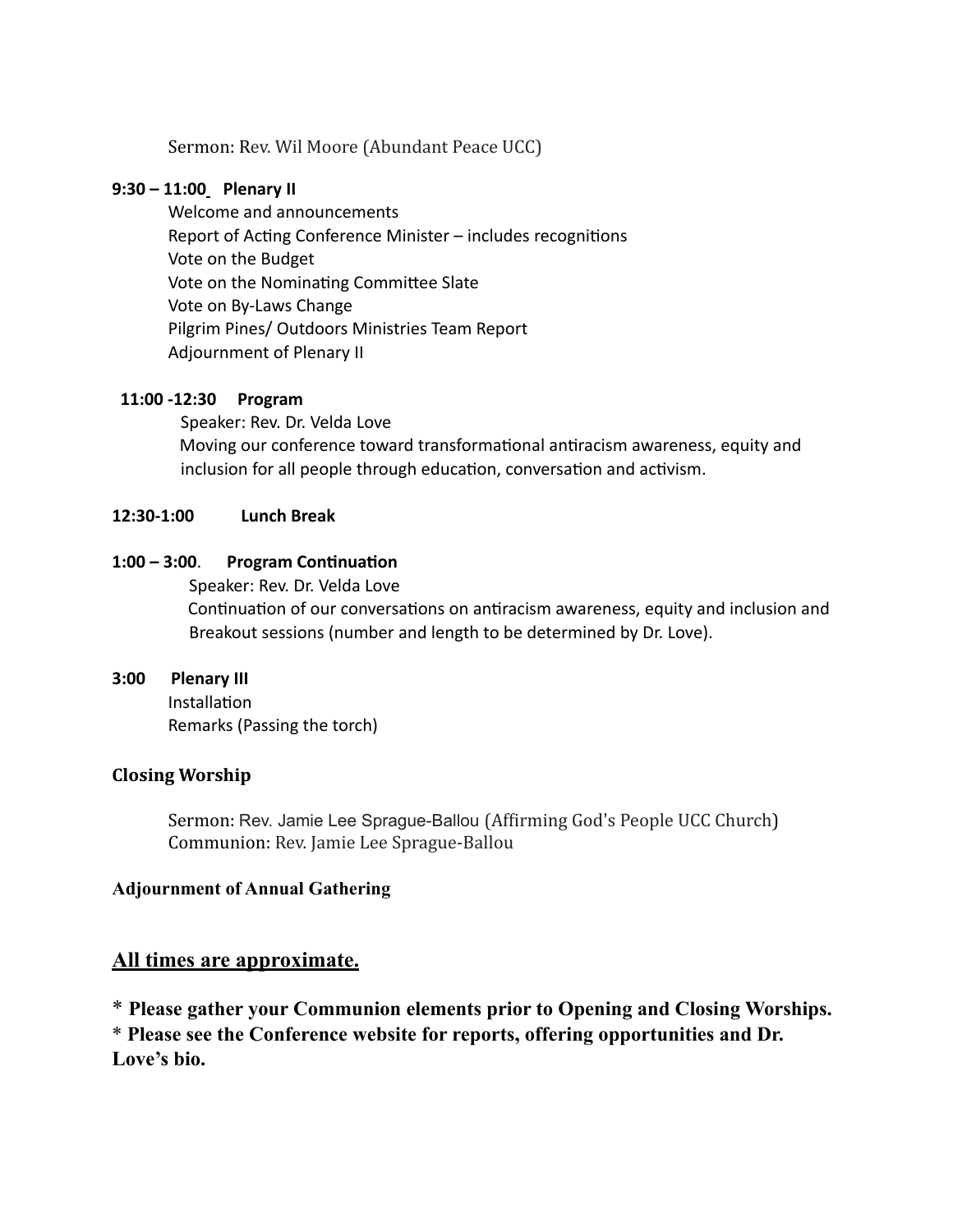Sermon: Rev. Wil Moore (Abundant Peace UCC)

**9:30 – 11:00 Plenary II**

Welcome and announcements
Report of Acting Conference Minister – includes recognitions
Vote on the Budget
Vote on the Nominating Committee Slate
Vote on By-Laws Change
Pilgrim Pines/ Outdoors Ministries Team Report
Adjournment of Plenary II

**11:00 -12:30 Program**

Speaker: Rev. Dr. Velda Love
Moving our conference toward transformational antiracism awareness, equity and inclusion for all people through education, conversation and activism.

**12:30-1:00 Lunch Break**

**1:00 – 3:00. Program Continuation**

Speaker: Rev. Dr. Velda Love
Continuation of our conversations on antiracism awareness, equity and inclusion and Breakout sessions (number and length to be determined by Dr. Love).

**3:00 Plenary III**

Installation
Remarks (Passing the torch)

**Closing Worship**

Sermon: Rev. Jamie Lee Sprague-Ballou (Affirming God's People UCC Church)
Communion: Rev. Jamie Lee Sprague-Ballou

**Adjournment of Annual Gathering**

## All times are approximate.

**\* Please gather your Communion elements prior to Opening and Closing Worships.**
**\* Please see the Conference website for reports, offering opportunities and Dr. Love's bio.**